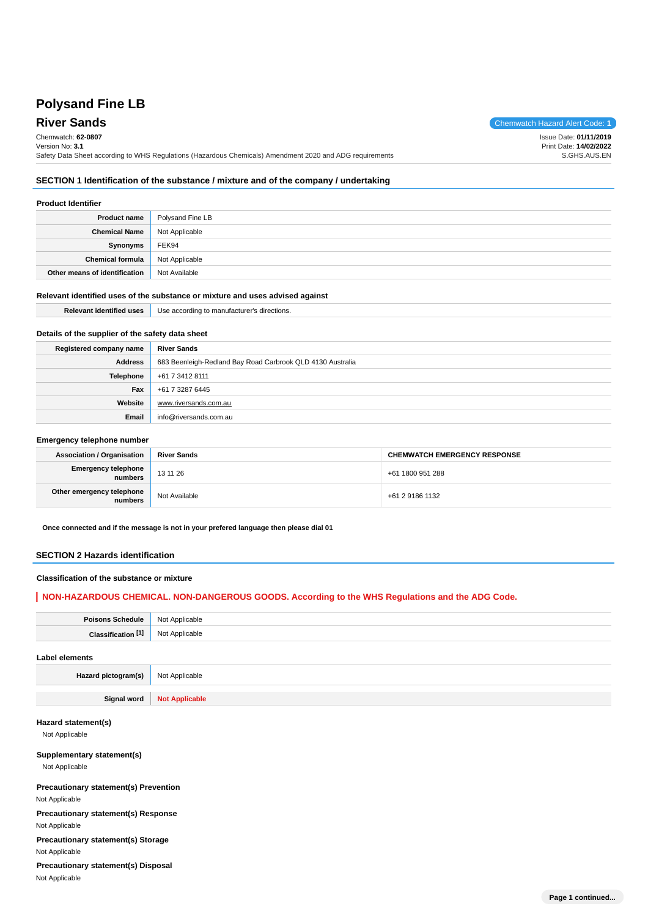# Polysand Fine LB

## River Sands

Chemwatch Hazard Alert Code: **1**

Chemwatch: **62-0807**
Version No: **3.1**
Safety Data Sheet according to WHS Regulations (Hazardous Chemicals) Amendment 2020 and ADG requirements

Issue Date: **01/11/2019**
Print Date: **14/02/2022**
S.GHS.AUS.EN

## SECTION 1 Identification of the substance / mixture and of the company / undertaking

### Product Identifier

| | |
|---|---|
| **Product name** | Polysand Fine LB |
| **Chemical Name** | Not Applicable |
| **Synonyms** | FEK94 |
| **Chemical formula** | Not Applicable |
| **Other means of identification** | Not Available |

### Relevant identified uses of the substance or mixture and uses advised against

| | |
|---|---|
| **Relevant identified uses** | Use according to manufacturer's directions. |

### Details of the supplier of the safety data sheet

| | |
|---|---|
| **Registered company name** | **River Sands** |
| **Address** | 683 Beenleigh-Redland Bay Road Carbrook QLD 4130 Australia |
| **Telephone** | +61 7 3412 8111 |
| **Fax** | +61 7 3287 6445 |
| **Website** | www.riversands.com.au |
| **Email** | info@riversands.com.au |

### Emergency telephone number

| **Association / Organisation** | **River Sands** | **CHEMWATCH EMERGENCY RESPONSE** |
|---|---|---|
| **Emergency telephone numbers** | 13 11 26 | +61 1800 951 288 |
| **Other emergency telephone numbers** | Not Available | +61 2 9186 1132 |

**Once connected and if the message is not in your prefered language then please dial 01**

## SECTION 2 Hazards identification

### Classification of the substance or mixture

**NON-HAZARDOUS CHEMICAL. NON-DANGEROUS GOODS. According to the WHS Regulations and the ADG Code.**

| | |
|---|---|
| **Poisons Schedule** | Not Applicable |
| **Classification [1]** | Not Applicable |

### Label elements

| | |
|---|---|
| **Hazard pictogram(s)** | Not Applicable |
| **Signal word** | **Not Applicable** |

### Hazard statement(s)

Not Applicable

### Supplementary statement(s)

Not Applicable

### Precautionary statement(s) Prevention

Not Applicable

### Precautionary statement(s) Response

Not Applicable

### Precautionary statement(s) Storage

Not Applicable

### Precautionary statement(s) Disposal

Not Applicable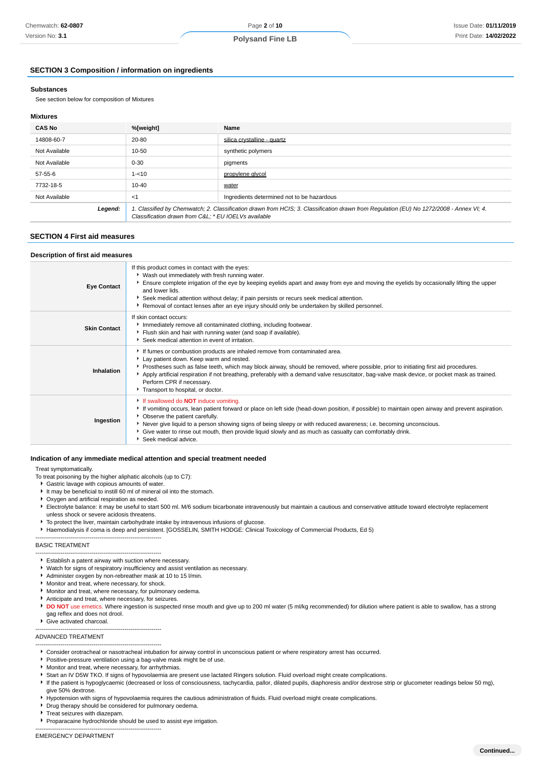## SECTION 3 Composition / information on ingredients

### Substances

See section below for composition of Mixtures

### Mixtures

| CAS No | %[weight] | Name |
|---|---|---|
| 14808-60-7 | 20-80 | silica crystalline - quartz |
| Not Available | 10-50 | synthetic polymers |
| Not Available | 0-30 | pigments |
| 57-55-6 | 1-<10 | propylene glycol |
| 7732-18-5 | 10-40 | water |
| Not Available | <1 | Ingredients determined not to be hazardous |
| ***Legend:*** | *1. Classified by Chemwatch; 2. Classification drawn from HCIS; 3. Classification drawn from Regulation (EU) No 1272/2008 - Annex VI; 4. Classification drawn from C&L; * EU IOELVs available* | |

## SECTION 4 First aid measures

### Description of first aid measures

| | |
|---|---|
| **Eye Contact** | If this product comes in contact with the eyes:<br>▸ Wash out immediately with fresh running water.<br>▸ Ensure complete irrigation of the eye by keeping eyelids apart and away from eye and moving the eyelids by occasionally lifting the upper and lower lids.<br>▸ Seek medical attention without delay; if pain persists or recurs seek medical attention.<br>▸ Removal of contact lenses after an eye injury should only be undertaken by skilled personnel. |
| **Skin Contact** | If skin contact occurs:<br>▸ Immediately remove all contaminated clothing, including footwear.<br>▸ Flush skin and hair with running water (and soap if available).<br>▸ Seek medical attention in event of irritation. |
| **Inhalation** | ▸ If fumes or combustion products are inhaled remove from contaminated area.<br>▸ Lay patient down. Keep warm and rested.<br>▸ Prostheses such as false teeth, which may block airway, should be removed, where possible, prior to initiating first aid procedures.<br>▸ Apply artificial respiration if not breathing, preferably with a demand valve resuscitator, bag-valve mask device, or pocket mask as trained. Perform CPR if necessary.<br>▸ Transport to hospital, or doctor. |
| **Ingestion** | ▸ If swallowed do **NOT** induce vomiting.<br>▸ If vomiting occurs, lean patient forward or place on left side (head-down position, if possible) to maintain open airway and prevent aspiration.<br>▸ Observe the patient carefully.<br>▸ Never give liquid to a person showing signs of being sleepy or with reduced awareness; i.e. becoming unconscious.<br>▸ Give water to rinse out mouth, then provide liquid slowly and as much as casualty can comfortably drink.<br>▸ Seek medical advice. |

### Indication of any immediate medical attention and special treatment needed

Treat symptomatically.

To treat poisoning by the higher aliphatic alcohols (up to C7):

- Gastric lavage with copious amounts of water.
- It may be beneficial to instill 60 ml of mineral oil into the stomach.
- Oxygen and artificial respiration as needed.
- Electrolyte balance: it may be useful to start 500 ml. M/6 sodium bicarbonate intravenously but maintain a cautious and conservative attitude toward electrolyte replacement unless shock or severe acidosis threatens.
- To protect the liver, maintain carbohydrate intake by intravenous infusions of glucose.
- Haemodialysis if coma is deep and persistent. [GOSSELIN, SMITH HODGE: Clinical Toxicology of Commercial Products, Ed 5)

-----------------------------------------------------------------

BASIC TREATMENT

-----------------------------------------------------------------

- Establish a patent airway with suction where necessary.
- Watch for signs of respiratory insufficiency and assist ventilation as necessary.
- Administer oxygen by non-rebreather mask at 10 to 15 l/min.
- Monitor and treat, where necessary, for shock.
- Monitor and treat, where necessary, for pulmonary oedema.
- Anticipate and treat, where necessary, for seizures.
- **DO NOT** use emetics. Where ingestion is suspected rinse mouth and give up to 200 ml water (5 ml/kg recommended) for dilution where patient is able to swallow, has a strong gag reflex and does not drool.
- Give activated charcoal.

-----------------------------------------------------------------

ADVANCED TREATMENT

-----------------------------------------------------------------

- Consider orotracheal or nasotracheal intubation for airway control in unconscious patient or where respiratory arrest has occurred.
- Positive-pressure ventilation using a bag-valve mask might be of use.
- Monitor and treat, where necessary, for arrhythmias.
- Start an IV D5W TKO. If signs of hypovolaemia are present use lactated Ringers solution. Fluid overload might create complications.
- If the patient is hypoglycaemic (decreased or loss of consciousness, tachycardia, pallor, dilated pupils, diaphoresis and/or dextrose strip or glucometer readings below 50 mg), give 50% dextrose.
- Hypotension with signs of hypovolaemia requires the cautious administration of fluids. Fluid overload might create complications.
- Drug therapy should be considered for pulmonary oedema.
- Treat seizures with diazepam.
- Proparacaine hydrochloride should be used to assist eye irrigation.

-----------------------------------------------------------------

EMERGENCY DEPARTMENT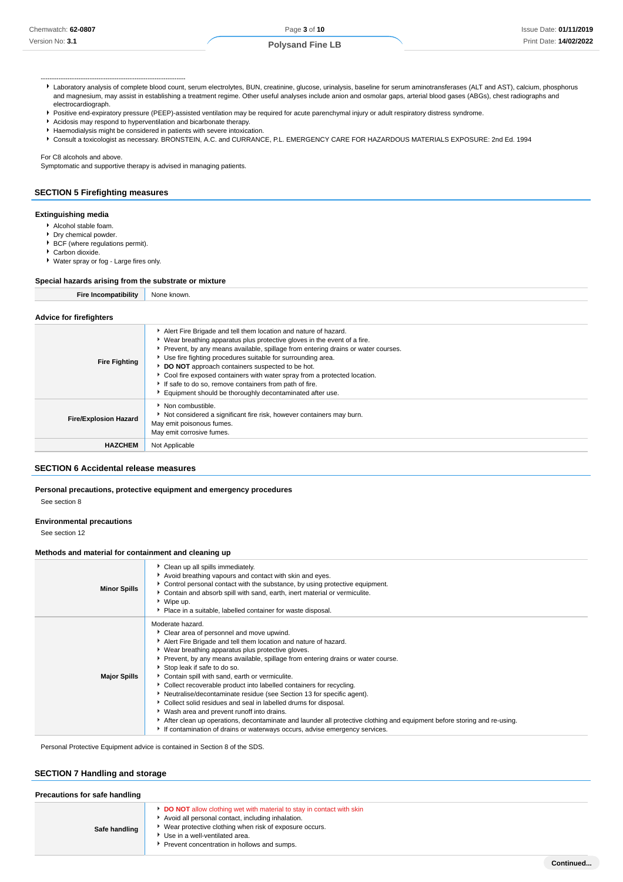---

- Laboratory analysis of complete blood count, serum electrolytes, BUN, creatinine, glucose, urinalysis, baseline for serum aminotransferases (ALT and AST), calcium, phosphorus and magnesium, may assist in establishing a treatment regime. Other useful analyses include anion and osmolar gaps, arterial blood gases (ABGs), chest radiographs and electrocardiograph.
- Positive end-expiratory pressure (PEEP)-assisted ventilation may be required for acute parenchymal injury or adult respiratory distress syndrome.
- Acidosis may respond to hyperventilation and bicarbonate therapy.
- Haemodialysis might be considered in patients with severe intoxication.
- Consult a toxicologist as necessary. BRONSTEIN, A.C. and CURRANCE, P.L. EMERGENCY CARE FOR HAZARDOUS MATERIALS EXPOSURE: 2nd Ed. 1994

For C8 alcohols and above.
Symptomatic and supportive therapy is advised in managing patients.

## SECTION 5 Firefighting measures

### Extinguishing media

- Alcohol stable foam.
- Dry chemical powder.
- BCF (where regulations permit).
- Carbon dioxide.
- Water spray or fog - Large fires only.

### Special hazards arising from the substrate or mixture

| | |
|---|---|
| **Fire Incompatibility** | None known. |

### Advice for firefighters

| | |
|---|---|
| **Fire Fighting** | ▸ Alert Fire Brigade and tell them location and nature of hazard.<br>▸ Wear breathing apparatus plus protective gloves in the event of a fire.<br>▸ Prevent, by any means available, spillage from entering drains or water courses.<br>▸ Use fire fighting procedures suitable for surrounding area.<br>▸ **DO NOT** approach containers suspected to be hot.<br>▸ Cool fire exposed containers with water spray from a protected location.<br>▸ If safe to do so, remove containers from path of fire.<br>▸ Equipment should be thoroughly decontaminated after use. |
| **Fire/Explosion Hazard** | ▸ Non combustible.<br>▸ Not considered a significant fire risk, however containers may burn.<br>May emit poisonous fumes.<br>May emit corrosive fumes. |
| **HAZCHEM** | Not Applicable |

## SECTION 6 Accidental release measures

### Personal precautions, protective equipment and emergency procedures

See section 8

### Environmental precautions

See section 12

### Methods and material for containment and cleaning up

| | |
|---|---|
| **Minor Spills** | ▸ Clean up all spills immediately.<br>▸ Avoid breathing vapours and contact with skin and eyes.<br>▸ Control personal contact with the substance, by using protective equipment.<br>▸ Contain and absorb spill with sand, earth, inert material or vermiculite.<br>▸ Wipe up.<br>▸ Place in a suitable, labelled container for waste disposal. |
| **Major Spills** | Moderate hazard.<br>▸ Clear area of personnel and move upwind.<br>▸ Alert Fire Brigade and tell them location and nature of hazard.<br>▸ Wear breathing apparatus plus protective gloves.<br>▸ Prevent, by any means available, spillage from entering drains or water course.<br>▸ Stop leak if safe to do so.<br>▸ Contain spill with sand, earth or vermiculite.<br>▸ Collect recoverable product into labelled containers for recycling.<br>▸ Neutralise/decontaminate residue (see Section 13 for specific agent).<br>▸ Collect solid residues and seal in labelled drums for disposal.<br>▸ Wash area and prevent runoff into drains.<br>▸ After clean up operations, decontaminate and launder all protective clothing and equipment before storing and re-using.<br>▸ If contamination of drains or waterways occurs, advise emergency services. |

Personal Protective Equipment advice is contained in Section 8 of the SDS.

## SECTION 7 Handling and storage

### Precautions for safe handling

| | |
|---|---|
| **Safe handling** | ▸ **DO NOT** allow clothing wet with material to stay in contact with skin<br>▸ Avoid all personal contact, including inhalation.<br>▸ Wear protective clothing when risk of exposure occurs.<br>▸ Use in a well-ventilated area.<br>▸ Prevent concentration in hollows and sumps. |

**Continued...**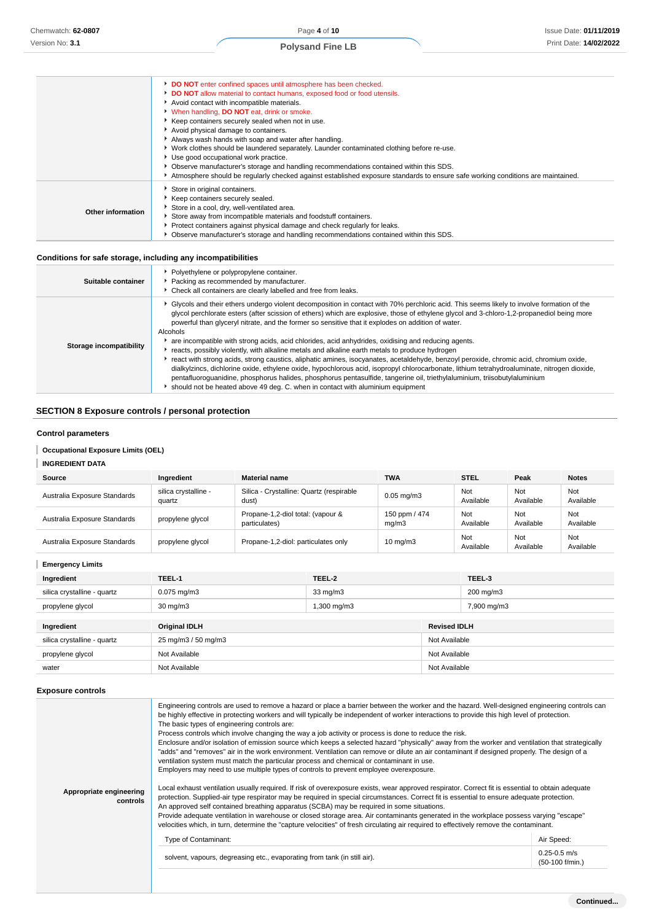| | |
|---|---|
| | ▸ **DO NOT** enter confined spaces until atmosphere has been checked.<br>▸ **DO NOT** allow material to contact humans, exposed food or food utensils.<br>▸ Avoid contact with incompatible materials.<br>▸ When handling, **DO NOT** eat, drink or smoke.<br>▸ Keep containers securely sealed when not in use.<br>▸ Avoid physical damage to containers.<br>▸ Always wash hands with soap and water after handling.<br>▸ Work clothes should be laundered separately. Launder contaminated clothing before re-use.<br>▸ Use good occupational work practice.<br>▸ Observe manufacturer's storage and handling recommendations contained within this SDS.<br>▸ Atmosphere should be regularly checked against established exposure standards to ensure safe working conditions are maintained. |
| **Other information** | ▸ Store in original containers.<br>▸ Keep containers securely sealed.<br>▸ Store in a cool, dry, well-ventilated area.<br>▸ Store away from incompatible materials and foodstuff containers.<br>▸ Protect containers against physical damage and check regularly for leaks.<br>▸ Observe manufacturer's storage and handling recommendations contained within this SDS. |

### Conditions for safe storage, including any incompatibilities

| | |
|---|---|
| **Suitable container** | ▸ Polyethylene or polypropylene container.<br>▸ Packing as recommended by manufacturer.<br>▸ Check all containers are clearly labelled and free from leaks. |
| **Storage incompatibility** | ▸ Glycols and their ethers undergo violent decomposition in contact with 70% perchloric acid. This seems likely to involve formation of the glycol perchlorate esters (after scission of ethers) which are explosive, those of ethylene glycol and 3-chloro-1,2-propanediol being more powerful than glyceryl nitrate, and the former so sensitive that it explodes on addition of water.<br>Alcohols<br>▸ are incompatible with strong acids, acid chlorides, acid anhydrides, oxidising and reducing agents.<br>▸ reacts, possibly violently, with alkaline metals and alkaline earth metals to produce hydrogen<br>▸ react with strong acids, strong caustics, aliphatic amines, isocyanates, acetaldehyde, benzoyl peroxide, chromic acid, chromium oxide, dialkylzincs, dichlorine oxide, ethylene oxide, hypochlorous acid, isopropyl chlorocarbonate, lithium tetrahydroaluminate, nitrogen dioxide, pentafluoroguanidine, phosphorus halides, phosphorus pentasulfide, tangerine oil, triethylaluminium, triisobutylaluminium<br>▸ should not be heated above 49 deg. C. when in contact with aluminium equipment |

## SECTION 8 Exposure controls / personal protection

### Control parameters

**Occupational Exposure Limits (OEL)**

**INGREDIENT DATA**

| Source | Ingredient | Material name | TWA | STEL | Peak | Notes |
|---|---|---|---|---|---|---|
| Australia Exposure Standards | silica crystalline - quartz | Silica - Crystalline: Quartz (respirable dust) | 0.05 mg/m3 | Not Available | Not Available | Not Available |
| Australia Exposure Standards | propylene glycol | Propane-1,2-diol total: (vapour & particulates) | 150 ppm / 474 mg/m3 | Not Available | Not Available | Not Available |
| Australia Exposure Standards | propylene glycol | Propane-1,2-diol: particulates only | 10 mg/m3 | Not Available | Not Available | Not Available |

**Emergency Limits**

| Ingredient | TEEL-1 | TEEL-2 | TEEL-3 |
|---|---|---|---|
| silica crystalline - quartz | 0.075 mg/m3 | 33 mg/m3 | 200 mg/m3 |
| propylene glycol | 30 mg/m3 | 1,300 mg/m3 | 7,900 mg/m3 |

| Ingredient | Original IDLH | Revised IDLH |
|---|---|---|
| silica crystalline - quartz | 25 mg/m3 / 50 mg/m3 | Not Available |
| propylene glycol | Not Available | Not Available |
| water | Not Available | Not Available |

### Exposure controls

**Appropriate engineering controls**

Engineering controls are used to remove a hazard or place a barrier between the worker and the hazard. Well-designed engineering controls can be highly effective in protecting workers and will typically be independent of worker interactions to provide this high level of protection.
The basic types of engineering controls are:
Process controls which involve changing the way a job activity or process is done to reduce the risk.
Enclosure and/or isolation of emission source which keeps a selected hazard "physically" away from the worker and ventilation that strategically "adds" and "removes" air in the work environment. Ventilation can remove or dilute an air contaminant if designed properly. The design of a ventilation system must match the particular process and chemical or contaminant in use.
Employers may need to use multiple types of controls to prevent employee overexposure.

Local exhaust ventilation usually required. If risk of overexposure exists, wear approved respirator. Correct fit is essential to obtain adequate protection. Supplied-air type respirator may be required in special circumstances. Correct fit is essential to ensure adequate protection.
An approved self contained breathing apparatus (SCBA) may be required in some situations.
Provide adequate ventilation in warehouse or closed storage area. Air contaminants generated in the workplace possess varying "escape" velocities which, in turn, determine the "capture velocities" of fresh circulating air required to effectively remove the contaminant.

| Type of Contaminant: | Air Speed: |
|---|---|
| solvent, vapours, degreasing etc., evaporating from tank (in still air). | 0.25-0.5 m/s (50-100 f/min.) |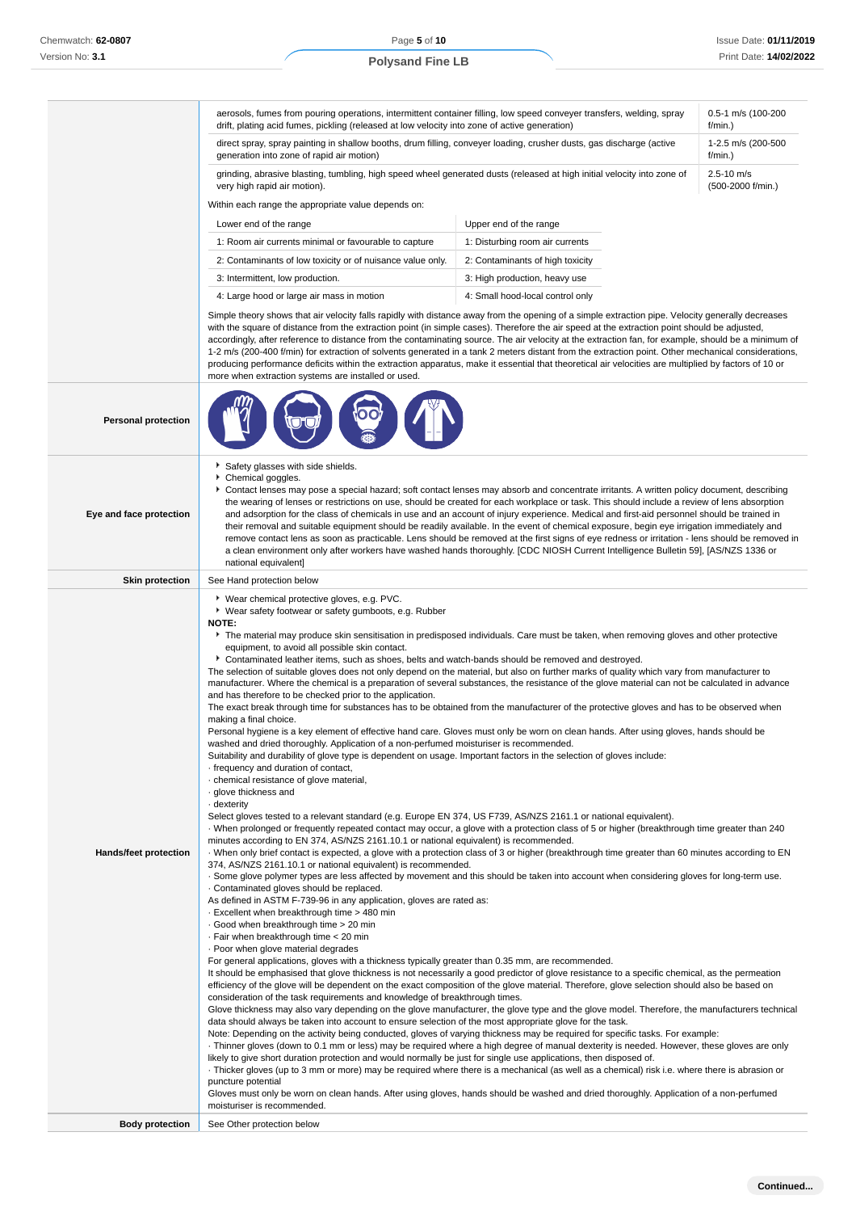| | |
|---|---|
| | aerosols, fumes from pouring operations, intermittent container filling, low speed conveyer transfers, welding, spray drift, plating acid fumes, pickling (released at low velocity into zone of active generation) — 0.5-1 m/s (100-200 f/min.)<br>direct spray, spray painting in shallow booths, drum filling, conveyer loading, crusher dusts, gas discharge (active generation into zone of rapid air motion) — 1-2.5 m/s (200-500 f/min.)<br>grinding, abrasive blasting, tumbling, high speed wheel generated dusts (released at high initial velocity into zone of very high rapid air motion). — 2.5-10 m/s (500-2000 f/min.)<br>Within each range the appropriate value depends on:<br>Lower end of the range / Upper end of the range<br>1: Room air currents minimal or favourable to capture / 1: Disturbing room air currents<br>2: Contaminants of low toxicity or of nuisance value only. / 2: Contaminants of high toxicity<br>3: Intermittent, low production. / 3: High production, heavy use<br>4: Large hood or large air mass in motion / 4: Small hood-local control only<br>Simple theory shows that air velocity falls rapidly with distance away from the opening of a simple extraction pipe. Velocity generally decreases with the square of distance from the extraction point (in simple cases). Therefore the air speed at the extraction point should be adjusted, accordingly, after reference to distance from the contaminating source. The air velocity at the extraction fan, for example, should be a minimum of 1-2 m/s (200-400 f/min) for extraction of solvents generated in a tank 2 meters distant from the extraction point. Other mechanical considerations, producing performance deficits within the extraction apparatus, make it essential that theoretical air velocities are multiplied by factors of 10 or more when extraction systems are installed or used. |
| **Personal protection** | |
| **Eye and face protection** | ‣ Safety glasses with side shields.<br>‣ Chemical goggles.<br>‣ Contact lenses may pose a special hazard; soft contact lenses may absorb and concentrate irritants. A written policy document, describing the wearing of lenses or restrictions on use, should be created for each workplace or task. This should include a review of lens absorption and adsorption for the class of chemicals in use and an account of injury experience. Medical and first-aid personnel should be trained in their removal and suitable equipment should be readily available. In the event of chemical exposure, begin eye irrigation immediately and remove contact lens as soon as practicable. Lens should be removed at the first signs of eye redness or irritation - lens should be removed in a clean environment only after workers have washed hands thoroughly. [CDC NIOSH Current Intelligence Bulletin 59], [AS/NZS 1336 or national equivalent] |
| **Skin protection** | See Hand protection below |
| **Hands/feet protection** | ‣ Wear chemical protective gloves, e.g. PVC.<br>‣ Wear safety footwear or safety gumboots, e.g. Rubber<br>**NOTE:**<br>‣ The material may produce skin sensitisation in predisposed individuals. Care must be taken, when removing gloves and other protective equipment, to avoid all possible skin contact.<br>‣ Contaminated leather items, such as shoes, belts and watch-bands should be removed and destroyed.<br>The selection of suitable gloves does not only depend on the material, but also on further marks of quality which vary from manufacturer to manufacturer. Where the chemical is a preparation of several substances, the resistance of the glove material can not be calculated in advance and has therefore to be checked prior to the application.<br>The exact break through time for substances has to be obtained from the manufacturer of the protective gloves and has to be observed when making a final choice.<br>Personal hygiene is a key element of effective hand care. Gloves must only be worn on clean hands. After using gloves, hands should be washed and dried thoroughly. Application of a non-perfumed moisturiser is recommended.<br>Suitability and durability of glove type is dependent on usage. Important factors in the selection of gloves include:<br>· frequency and duration of contact,<br>· chemical resistance of glove material,<br>· glove thickness and<br>· dexterity<br>Select gloves tested to a relevant standard (e.g. Europe EN 374, US F739, AS/NZS 2161.1 or national equivalent).<br>· When prolonged or frequently repeated contact may occur, a glove with a protection class of 5 or higher (breakthrough time greater than 240 minutes according to EN 374, AS/NZS 2161.10.1 or national equivalent) is recommended.<br>· When only brief contact is expected, a glove with a protection class of 3 or higher (breakthrough time greater than 60 minutes according to EN 374, AS/NZS 2161.10.1 or national equivalent) is recommended.<br>· Some glove polymer types are less affected by movement and this should be taken into account when considering gloves for long-term use.<br>· Contaminated gloves should be replaced.<br>As defined in ASTM F-739-96 in any application, gloves are rated as:<br>· Excellent when breakthrough time > 480 min<br>· Good when breakthrough time > 20 min<br>· Fair when breakthrough time < 20 min<br>· Poor when glove material degrades<br>For general applications, gloves with a thickness typically greater than 0.35 mm, are recommended.<br>It should be emphasised that glove thickness is not necessarily a good predictor of glove resistance to a specific chemical, as the permeation efficiency of the glove will be dependent on the exact composition of the glove material. Therefore, glove selection should also be based on consideration of the task requirements and knowledge of breakthrough times.<br>Glove thickness may also vary depending on the glove manufacturer, the glove type and the glove model. Therefore, the manufacturers technical data should always be taken into account to ensure selection of the most appropriate glove for the task.<br>Note: Depending on the activity being conducted, gloves of varying thickness may be required for specific tasks. For example:<br>· Thinner gloves (down to 0.1 mm or less) may be required where a high degree of manual dexterity is needed. However, these gloves are only likely to give short duration protection and would normally be just for single use applications, then disposed of.<br>· Thicker gloves (up to 3 mm or more) may be required where there is a mechanical (as well as a chemical) risk i.e. where there is abrasion or puncture potential<br>Gloves must only be worn on clean hands. After using gloves, hands should be washed and dried thoroughly. Application of a non-perfumed moisturiser is recommended. |
| **Body protection** | See Other protection below |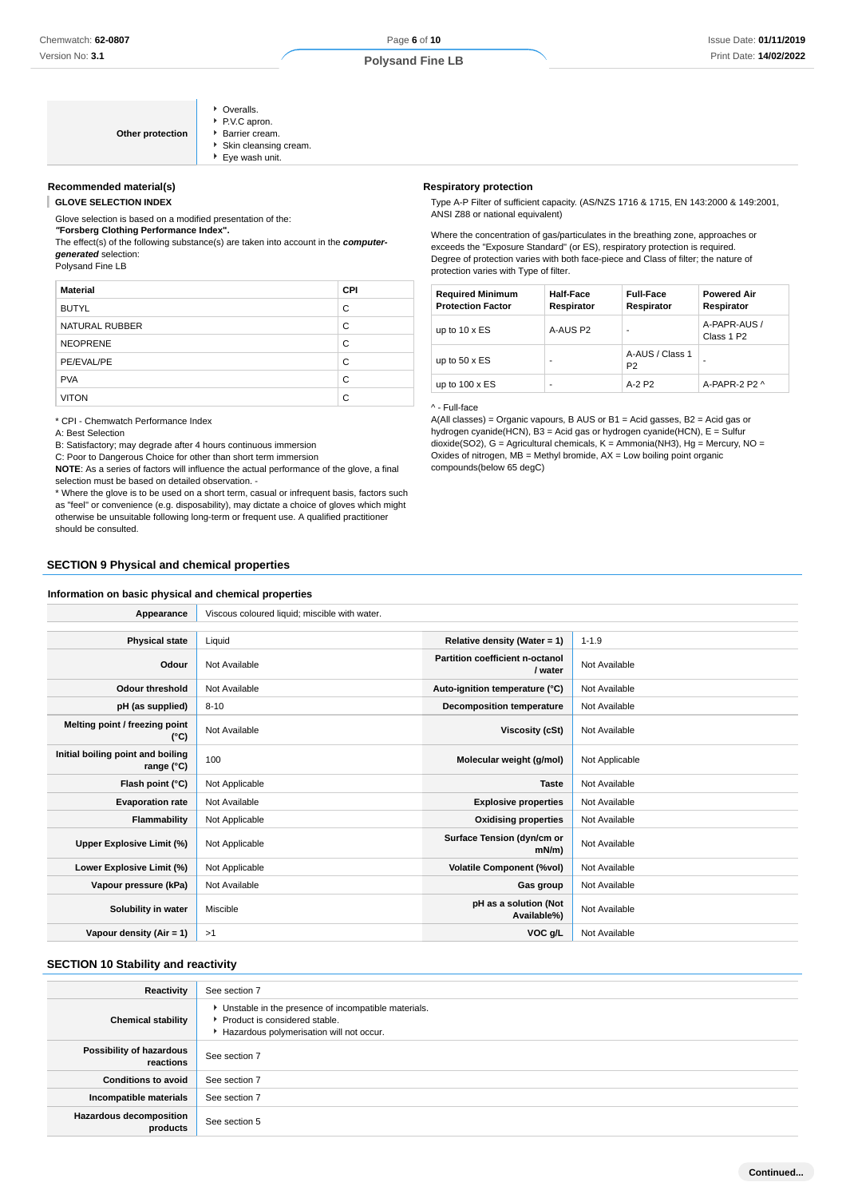| Other protection | Overalls.<br>P.V.C apron.<br>Barrier cream.<br>Skin cleansing cream.<br>Eye wash unit. |
|---|---|

### Recommended material(s)

**GLOVE SELECTION INDEX**

Glove selection is based on a modified presentation of the:
***"Forsberg Clothing Performance Index".***
The effect(s) of the following substance(s) are taken into account in the ***computer-generated*** selection:
Polysand Fine LB

| Material | CPI |
|---|---|
| BUTYL | C |
| NATURAL RUBBER | C |
| NEOPRENE | C |
| PE/EVAL/PE | C |
| PVA | C |
| VITON | C |

\* CPI - Chemwatch Performance Index
A: Best Selection
B: Satisfactory; may degrade after 4 hours continuous immersion
C: Poor to Dangerous Choice for other than short term immersion
**NOTE**: As a series of factors will influence the actual performance of the glove, a final selection must be based on detailed observation. -
\* Where the glove is to be used on a short term, casual or infrequent basis, factors such as "feel" or convenience (e.g. disposability), may dictate a choice of gloves which might otherwise be unsuitable following long-term or frequent use. A qualified practitioner should be consulted.

### Respiratory protection

Type A-P Filter of sufficient capacity. (AS/NZS 1716 & 1715, EN 143:2000 & 149:2001, ANSI Z88 or national equivalent)

Where the concentration of gas/particulates in the breathing zone, approaches or exceeds the "Exposure Standard" (or ES), respiratory protection is required.
Degree of protection varies with both face-piece and Class of filter; the nature of protection varies with Type of filter.

| Required Minimum Protection Factor | Half-Face Respirator | Full-Face Respirator | Powered Air Respirator |
|---|---|---|---|
| up to 10 x ES | A-AUS P2 | - | A-PAPR-AUS / Class 1 P2 |
| up to 50 x ES | - | A-AUS / Class 1 P2 | - |
| up to 100 x ES | - | A-2 P2 | A-PAPR-2 P2 ^ |

^ - Full-face
A(All classes) = Organic vapours, B AUS or B1 = Acid gasses, B2 = Acid gas or hydrogen cyanide(HCN), B3 = Acid gas or hydrogen cyanide(HCN), E = Sulfur dioxide(SO2), G = Agricultural chemicals, K = Ammonia(NH3), Hg = Mercury, NO = Oxides of nitrogen, MB = Methyl bromide, AX = Low boiling point organic compounds(below 65 degC)

## SECTION 9 Physical and chemical properties

### Information on basic physical and chemical properties

| Appearance | Viscous coloured liquid; miscible with water. | | |
|---|---|---|---|
| Physical state | Liquid | Relative density (Water = 1) | 1-1.9 |
| Odour | Not Available | Partition coefficient n-octanol / water | Not Available |
| Odour threshold | Not Available | Auto-ignition temperature (°C) | Not Available |
| pH (as supplied) | 8-10 | Decomposition temperature | Not Available |
| Melting point / freezing point (°C) | Not Available | Viscosity (cSt) | Not Available |
| Initial boiling point and boiling range (°C) | 100 | Molecular weight (g/mol) | Not Applicable |
| Flash point (°C) | Not Applicable | Taste | Not Available |
| Evaporation rate | Not Available | Explosive properties | Not Available |
| Flammability | Not Applicable | Oxidising properties | Not Available |
| Upper Explosive Limit (%) | Not Applicable | Surface Tension (dyn/cm or mN/m) | Not Available |
| Lower Explosive Limit (%) | Not Applicable | Volatile Component (%vol) | Not Available |
| Vapour pressure (kPa) | Not Available | Gas group | Not Available |
| Solubility in water | Miscible | pH as a solution (Not Available%) | Not Available |
| Vapour density (Air = 1) | >1 | VOC g/L | Not Available |

## SECTION 10 Stability and reactivity

| Reactivity | See section 7 |
|---|---|
| Chemical stability | Unstable in the presence of incompatible materials.<br>Product is considered stable.<br>Hazardous polymerisation will not occur. |
| Possibility of hazardous reactions | See section 7 |
| Conditions to avoid | See section 7 |
| Incompatible materials | See section 7 |
| Hazardous decomposition products | See section 5 |

**Continued...**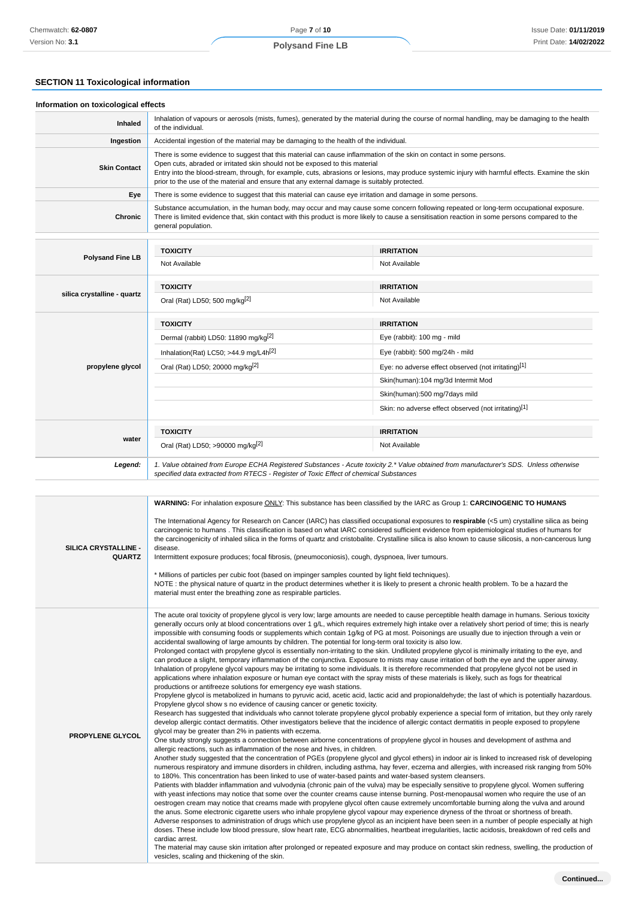## SECTION 11 Toxicological information

### Information on toxicological effects

| | |
|---|---|
| **Inhaled** | Inhalation of vapours or aerosols (mists, fumes), generated by the material during the course of normal handling, may be damaging to the health of the individual. |
| **Ingestion** | Accidental ingestion of the material may be damaging to the health of the individual. |
| **Skin Contact** | There is some evidence to suggest that this material can cause inflammation of the skin on contact in some persons. Open cuts, abraded or irritated skin should not be exposed to this material Entry into the blood-stream, through, for example, cuts, abrasions or lesions, may produce systemic injury with harmful effects. Examine the skin prior to the use of the material and ensure that any external damage is suitably protected. |
| **Eye** | There is some evidence to suggest that this material can cause eye irritation and damage in some persons. |
| **Chronic** | Substance accumulation, in the human body, may occur and may cause some concern following repeated or long-term occupational exposure. There is limited evidence that, skin contact with this product is more likely to cause a sensitisation reaction in some persons compared to the general population. |

| | TOXICITY | IRRITATION |
|---|---|---|
| **Polysand Fine LB** | Not Available | Not Available |
| **silica crystalline - quartz** | Oral (Rat) LD50; 500 mg/kg[2] | Not Available |
| **propylene glycol** | Dermal (rabbit) LD50: 11890 mg/kg[2] | Eye (rabbit): 100 mg - mild |
| | Inhalation(Rat) LC50; >44.9 mg/L4h[2] | Eye (rabbit): 500 mg/24h - mild |
| | Oral (Rat) LD50; 20000 mg/kg[2] | Eye: no adverse effect observed (not irritating)[1] |
| | | Skin(human):104 mg/3d Intermit Mod |
| | | Skin(human):500 mg/7days mild |
| | | Skin: no adverse effect observed (not irritating)[1] |
| **water** | Oral (Rat) LD50; >90000 mg/kg[2] | Not Available |

***Legend:*** *1. Value obtained from Europe ECHA Registered Substances - Acute toxicity 2.* Value obtained from manufacturer's SDS. Unless otherwise specified data extracted from RTECS - Register of Toxic Effect of chemical Substances*

| | |
|---|---|
| **SILICA CRYSTALLINE - QUARTZ** | **WARNING:** For inhalation exposure ONLY: This substance has been classified by the IARC as Group 1: **CARCINOGENIC TO HUMANS**<br><br>The International Agency for Research on Cancer (IARC) has classified occupational exposures to **respirable** (<5 um) crystalline silica as being carcinogenic to humans . This classification is based on what IARC considered sufficient evidence from epidemiological studies of humans for the carcinogenicity of inhaled silica in the forms of quartz and cristobalite. Crystalline silica is also known to cause silicosis, a non-cancerous lung disease.<br>Intermittent exposure produces; focal fibrosis, (pneumoconiosis), cough, dyspnoea, liver tumours.<br><br>* Millions of particles per cubic foot (based on impinger samples counted by light field techniques).<br>NOTE : the physical nature of quartz in the product determines whether it is likely to present a chronic health problem. To be a hazard the material must enter the breathing zone as respirable particles. |
| **PROPYLENE GLYCOL** | The acute oral toxicity of propylene glycol is very low; large amounts are needed to cause perceptible health damage in humans. Serious toxicity generally occurs only at blood concentrations over 1 g/L, which requires extremely high intake over a relatively short period of time; this is nearly impossible with consuming foods or supplements which contain 1g/kg of PG at most. Poisonings are usually due to injection through a vein or accidental swallowing of large amounts by children. The potential for long-term oral toxicity is also low.<br>Prolonged contact with propylene glycol is essentially non-irritating to the skin. Undiluted propylene glycol is minimally irritating to the eye, and can produce a slight, temporary inflammation of the conjunctiva. Exposure to mists may cause irritation of both the eye and the upper airway. Inhalation of propylene glycol vapours may be irritating to some individuals. It is therefore recommended that propylene glycol not be used in applications where inhalation exposure or human eye contact with the spray mists of these materials is likely, such as fogs for theatrical productions or antifreeze solutions for emergency eye wash stations.<br>Propylene glycol is metabolized in humans to pyruvic acid, acetic acid, lactic acid and propionaldehyde; the last of which is potentially hazardous. Propylene glycol show s no evidence of causing cancer or genetic toxicity.<br>Research has suggested that individuals who cannot tolerate propylene glycol probably experience a special form of irritation, but they only rarely develop allergic contact dermatitis. Other investigators believe that the incidence of allergic contact dermatitis in people exposed to propylene glycol may be greater than 2% in patients with eczema.<br>One study strongly suggests a connection between airborne concentrations of propylene glycol in houses and development of asthma and allergic reactions, such as inflammation of the nose and hives, in children.<br>Another study suggested that the concentration of PGEs (propylene glycol and glycol ethers) in indoor air is linked to increased risk of developing numerous respiratory and immune disorders in children, including asthma, hay fever, eczema and allergies, with increased risk ranging from 50% to 180%. This concentration has been linked to use of water-based paints and water-based system cleansers.<br>Patients with bladder inflammation and vulvodynia (chronic pain of the vulva) may be especially sensitive to propylene glycol. Women suffering with yeast infections may notice that some over the counter creams cause intense burning. Post-menopausal women who require the use of an oestrogen cream may notice that creams made with propylene glycol often cause extremely uncomfortable burning along the vulva and around the anus. Some electronic cigarette users who inhale propylene glycol vapour may experience dryness of the throat or shortness of breath.<br>Adverse responses to administration of drugs which use propylene glycol as an incipient have been seen in a number of people especially at high doses. These include low blood pressure, slow heart rate, ECG abnormalities, heartbeat irregularities, lactic acidosis, breakdown of red cells and cardiac arrest.<br>The material may cause skin irritation after prolonged or repeated exposure and may produce on contact skin redness, swelling, the production of vesicles, scaling and thickening of the skin. |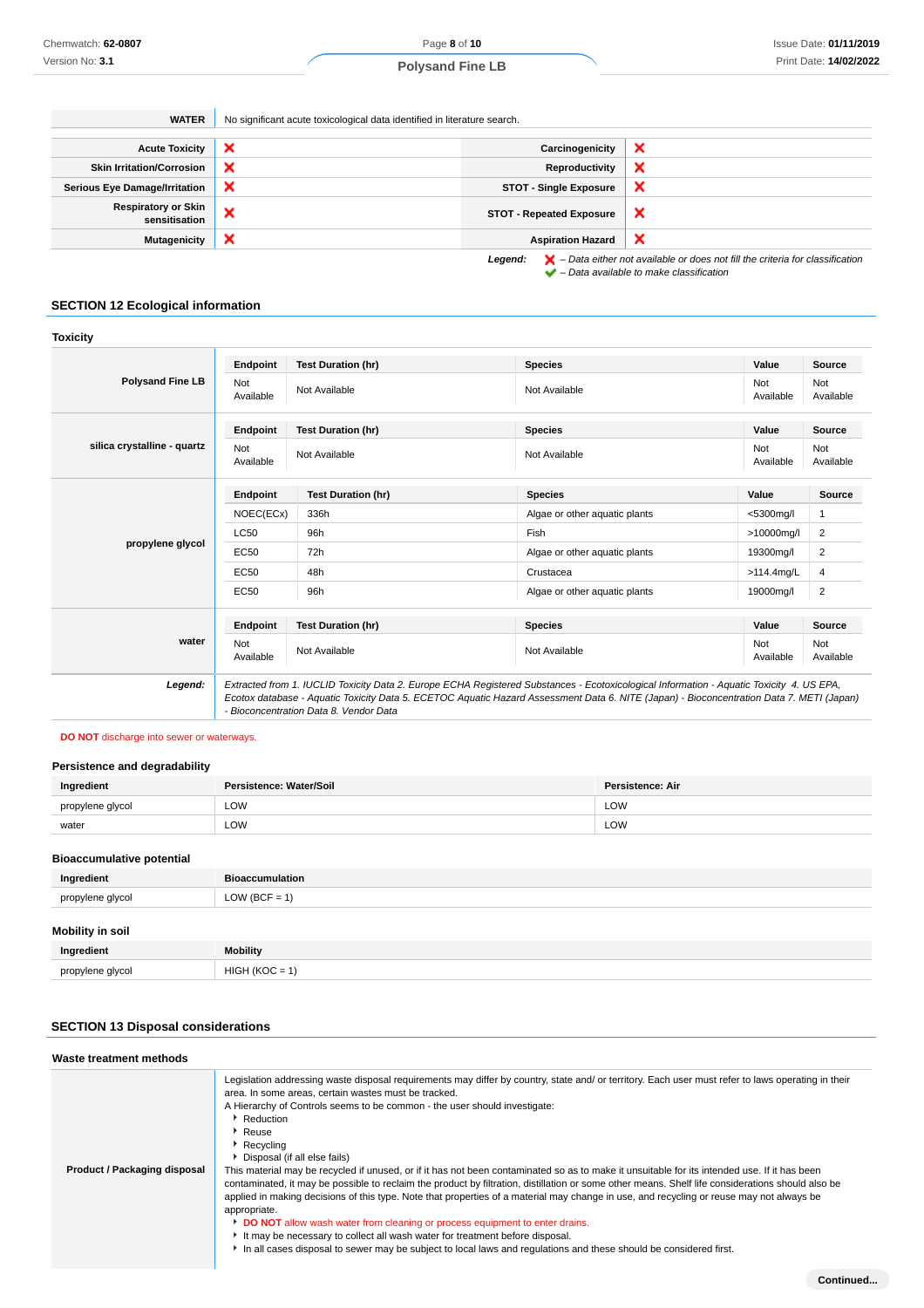| WATER | No significant acute toxicological data identified in literature search. |
|---|---|

| | | | |
|---|---|---|---|
| Acute Toxicity | ❌ | Carcinogenicity | ❌ |
| Skin Irritation/Corrosion | ❌ | Reproductivity | ❌ |
| Serious Eye Damage/Irritation | ❌ | STOT - Single Exposure | ❌ |
| Respiratory or Skin sensitisation | ❌ | STOT - Repeated Exposure | ❌ |
| Mutagenicity | ❌ | Aspiration Hazard | ❌ |

*Legend:* ❌ *– Data either not available or does not fill the criteria for classification*
✔ *– Data available to make classification*

## SECTION 12 Ecological information

### Toxicity

**Polysand Fine LB**

| Endpoint | Test Duration (hr) | Species | Value | Source |
|---|---|---|---|---|
| Not Available | Not Available | Not Available | Not Available | Not Available |

**silica crystalline - quartz**

| Endpoint | Test Duration (hr) | Species | Value | Source |
|---|---|---|---|---|
| Not Available | Not Available | Not Available | Not Available | Not Available |

**propylene glycol**

| Endpoint | Test Duration (hr) | Species | Value | Source |
|---|---|---|---|---|
| NOEC(ECx) | 336h | Algae or other aquatic plants | <5300mg/l | 1 |
| LC50 | 96h | Fish | >10000mg/l | 2 |
| EC50 | 72h | Algae or other aquatic plants | 19300mg/l | 2 |
| EC50 | 48h | Crustacea | >114.4mg/L | 4 |
| EC50 | 96h | Algae or other aquatic plants | 19000mg/l | 2 |

**water**

| Endpoint | Test Duration (hr) | Species | Value | Source |
|---|---|---|---|---|
| Not Available | Not Available | Not Available | Not Available | Not Available |

***Legend:*** *Extracted from 1. IUCLID Toxicity Data 2. Europe ECHA Registered Substances - Ecotoxicological Information - Aquatic Toxicity 4. US EPA, Ecotox database - Aquatic Toxicity Data 5. ECETOC Aquatic Hazard Assessment Data 6. NITE (Japan) - Bioconcentration Data 7. METI (Japan) - Bioconcentration Data 8. Vendor Data*

**DO NOT** discharge into sewer or waterways.

### Persistence and degradability

| Ingredient | Persistence: Water/Soil | Persistence: Air |
|---|---|---|
| propylene glycol | LOW | LOW |
| water | LOW | LOW |

### Bioaccumulative potential

| Ingredient | Bioaccumulation |
|---|---|
| propylene glycol | LOW (BCF = 1) |

### Mobility in soil

| Ingredient | Mobility |
|---|---|
| propylene glycol | HIGH (KOC = 1) |

## SECTION 13 Disposal considerations

### Waste treatment methods

**Product / Packaging disposal**

Legislation addressing waste disposal requirements may differ by country, state and/ or territory. Each user must refer to laws operating in their area. In some areas, certain wastes must be tracked.

A Hierarchy of Controls seems to be common - the user should investigate:

- Reduction
- Reuse
- Recycling
- Disposal (if all else fails)

This material may be recycled if unused, or if it has not been contaminated so as to make it unsuitable for its intended use. If it has been contaminated, it may be possible to reclaim the product by filtration, distillation or some other means. Shelf life considerations should also be applied in making decisions of this type. Note that properties of a material may change in use, and recycling or reuse may not always be appropriate.

- **DO NOT** allow wash water from cleaning or process equipment to enter drains.
- It may be necessary to collect all wash water for treatment before disposal.
- In all cases disposal to sewer may be subject to local laws and regulations and these should be considered first.

**Continued...**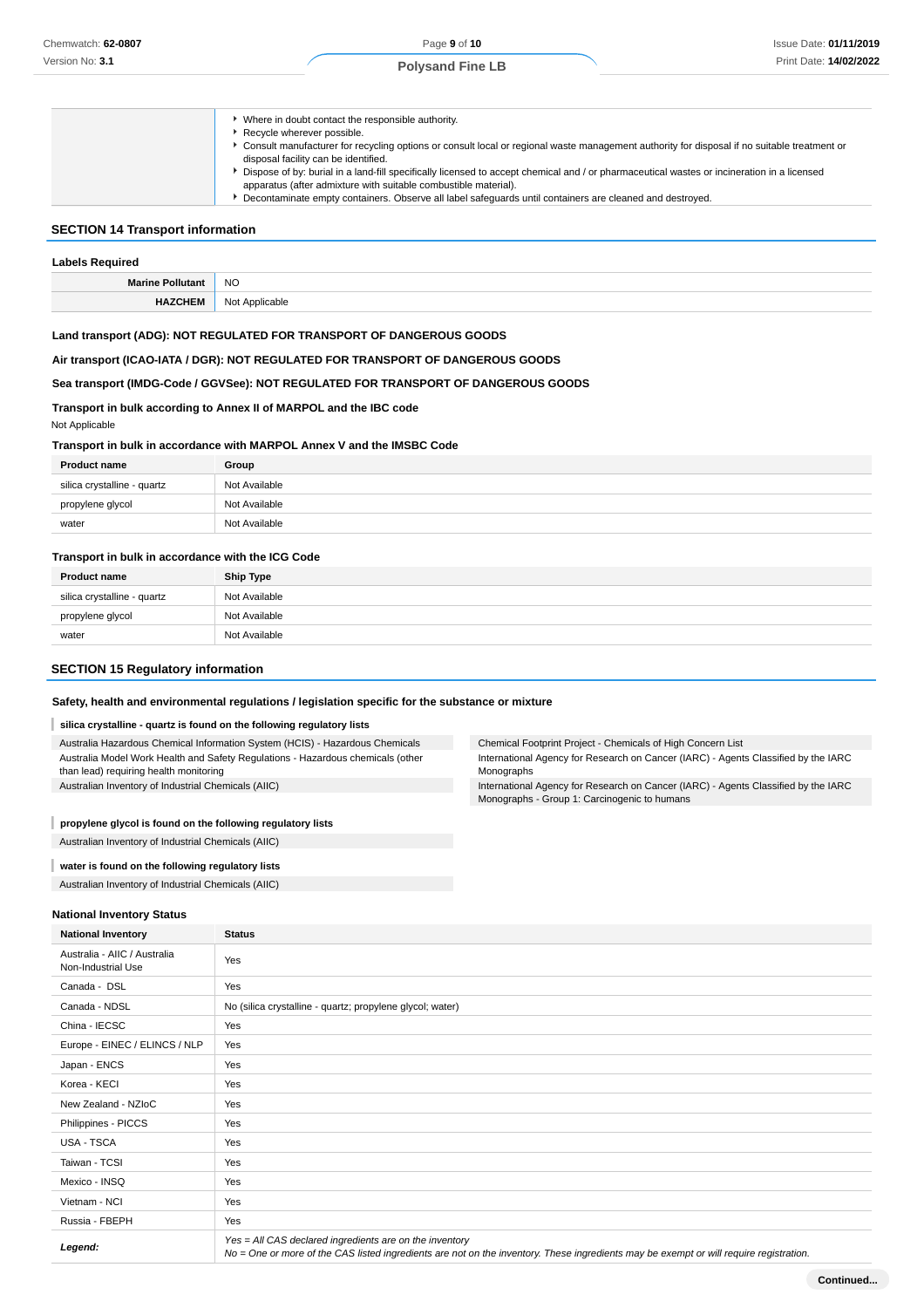|  |  |
|---|---|
|  | - Where in doubt contact the responsible authority.<br>- Recycle wherever possible.<br>- Consult manufacturer for recycling options or consult local or regional waste management authority for disposal if no suitable treatment or disposal facility can be identified.<br>- Dispose of by: burial in a land-fill specifically licensed to accept chemical and / or pharmaceutical wastes or incineration in a licensed apparatus (after admixture with suitable combustible material).<br>- Decontaminate empty containers. Observe all label safeguards until containers are cleaned and destroyed. |

## SECTION 14 Transport information

### Labels Required

|  |  |
|---|---|
| **Marine Pollutant** | NO |
| **HAZCHEM** | Not Applicable |

**Land transport (ADG): NOT REGULATED FOR TRANSPORT OF DANGEROUS GOODS**

**Air transport (ICAO-IATA / DGR): NOT REGULATED FOR TRANSPORT OF DANGEROUS GOODS**

**Sea transport (IMDG-Code / GGVSee): NOT REGULATED FOR TRANSPORT OF DANGEROUS GOODS**

**Transport in bulk according to Annex II of MARPOL and the IBC code**

Not Applicable

**Transport in bulk in accordance with MARPOL Annex V and the IMSBC Code**

| Product name | Group |
|---|---|
| silica crystalline - quartz | Not Available |
| propylene glycol | Not Available |
| water | Not Available |

**Transport in bulk in accordance with the ICG Code**

| Product name | Ship Type |
|---|---|
| silica crystalline - quartz | Not Available |
| propylene glycol | Not Available |
| water | Not Available |

## SECTION 15 Regulatory information

**Safety, health and environmental regulations / legislation specific for the substance or mixture**

**silica crystalline - quartz is found on the following regulatory lists**

- Australia Hazardous Chemical Information System (HCIS) - Hazardous Chemicals
- Australia Model Work Health and Safety Regulations - Hazardous chemicals (other than lead) requiring health monitoring
- Australian Inventory of Industrial Chemicals (AIIC)
- Chemical Footprint Project - Chemicals of High Concern List
- International Agency for Research on Cancer (IARC) - Agents Classified by the IARC Monographs
- International Agency for Research on Cancer (IARC) - Agents Classified by the IARC Monographs - Group 1: Carcinogenic to humans

**propylene glycol is found on the following regulatory lists**

- Australian Inventory of Industrial Chemicals (AIIC)

**water is found on the following regulatory lists**

- Australian Inventory of Industrial Chemicals (AIIC)

### National Inventory Status

| National Inventory | Status |
|---|---|
| Australia - AIIC / Australia Non-Industrial Use | Yes |
| Canada - DSL | Yes |
| Canada - NDSL | No (silica crystalline - quartz; propylene glycol; water) |
| China - IECSC | Yes |
| Europe - EINEC / ELINCS / NLP | Yes |
| Japan - ENCS | Yes |
| Korea - KECI | Yes |
| New Zealand - NZIoC | Yes |
| Philippines - PICCS | Yes |
| USA - TSCA | Yes |
| Taiwan - TCSI | Yes |
| Mexico - INSQ | Yes |
| Vietnam - NCI | Yes |
| Russia - FBEPH | Yes |
| ***Legend:*** | *Yes = All CAS declared ingredients are on the inventory*<br>*No = One or more of the CAS listed ingredients are not on the inventory. These ingredients may be exempt or will require registration.* |

**Continued...**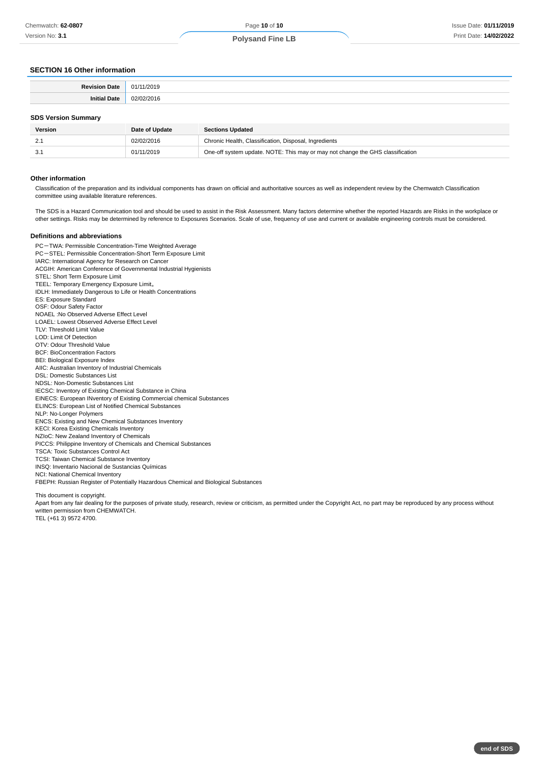## SECTION 16 Other information

| | |
|---|---|
| **Revision Date** | 01/11/2019 |
| **Initial Date** | 02/02/2016 |

### SDS Version Summary

| Version | Date of Update | Sections Updated |
|---|---|---|
| 2.1 | 02/02/2016 | Chronic Health, Classification, Disposal, Ingredients |
| 3.1 | 01/11/2019 | One-off system update. NOTE: This may or may not change the GHS classification |

### Other information

Classification of the preparation and its individual components has drawn on official and authoritative sources as well as independent review by the Chemwatch Classification committee using available literature references.

The SDS is a Hazard Communication tool and should be used to assist in the Risk Assessment. Many factors determine whether the reported Hazards are Risks in the workplace or other settings. Risks may be determined by reference to Exposures Scenarios. Scale of use, frequency of use and current or available engineering controls must be considered.

### Definitions and abbreviations

PC－TWA: Permissible Concentration-Time Weighted Average
PC－STEL: Permissible Concentration-Short Term Exposure Limit
IARC: International Agency for Research on Cancer
ACGIH: American Conference of Governmental Industrial Hygienists
STEL: Short Term Exposure Limit
TEEL: Temporary Emergency Exposure Limit。
IDLH: Immediately Dangerous to Life or Health Concentrations
ES: Exposure Standard
OSF: Odour Safety Factor
NOAEL :No Observed Adverse Effect Level
LOAEL: Lowest Observed Adverse Effect Level
TLV: Threshold Limit Value
LOD: Limit Of Detection
OTV: Odour Threshold Value
BCF: BioConcentration Factors
BEI: Biological Exposure Index
AIIC: Australian Inventory of Industrial Chemicals
DSL: Domestic Substances List
NDSL: Non-Domestic Substances List
IECSC: Inventory of Existing Chemical Substance in China
EINECS: European INventory of Existing Commercial chemical Substances
ELINCS: European List of Notified Chemical Substances
NLP: No-Longer Polymers
ENCS: Existing and New Chemical Substances Inventory
KECI: Korea Existing Chemicals Inventory
NZIoC: New Zealand Inventory of Chemicals
PICCS: Philippine Inventory of Chemicals and Chemical Substances
TSCA: Toxic Substances Control Act
TCSI: Taiwan Chemical Substance Inventory
INSQ: Inventario Nacional de Sustancias Químicas
NCI: National Chemical Inventory
FBEPH: Russian Register of Potentially Hazardous Chemical and Biological Substances

This document is copyright.
Apart from any fair dealing for the purposes of private study, research, review or criticism, as permitted under the Copyright Act, no part may be reproduced by any process without written permission from CHEMWATCH.
TEL (+61 3) 9572 4700.

end of SDS